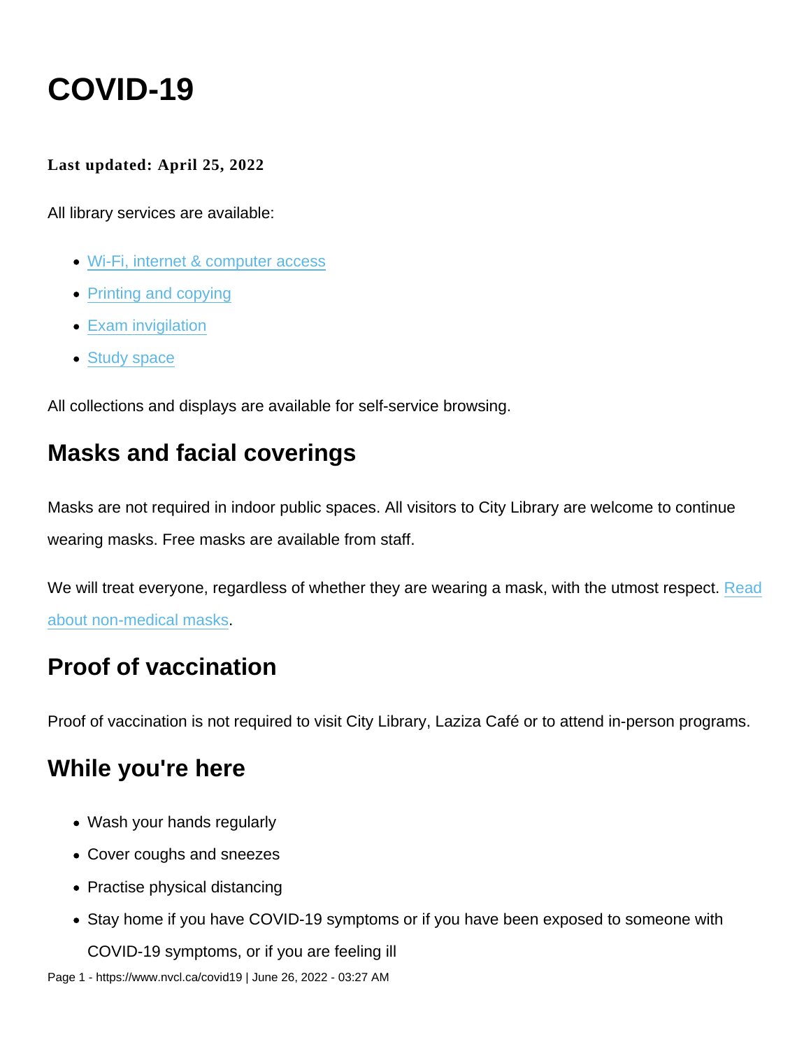# COVID-19

**Last updated: April 25, 2022**

All library services are available:

- Wi-Fi, internet & computer access
- Printing and copying
- Exam invigilation
- Study space

All collections and displays are available for self-service browsing.

## Masks and facial coverings

Masks are not required in indoor public spaces. All visitors to City Library are welcome to continue wearing masks. Free masks are available from staff.

We will treat everyone, regardless of whether they are wearing a mask, with the utmost respect. Read about non-medical masks.

## Proof of vaccination

Proof of vaccination is not required to visit City Library, Laziza Café or to attend in-person programs.

## While you're here

- Wash your hands regularly
- Cover coughs and sneezes
- Practise physical distancing
- Stay home if you have COVID-19 symptoms or if you have been exposed to someone with COVID-19 symptoms, or if you are feeling ill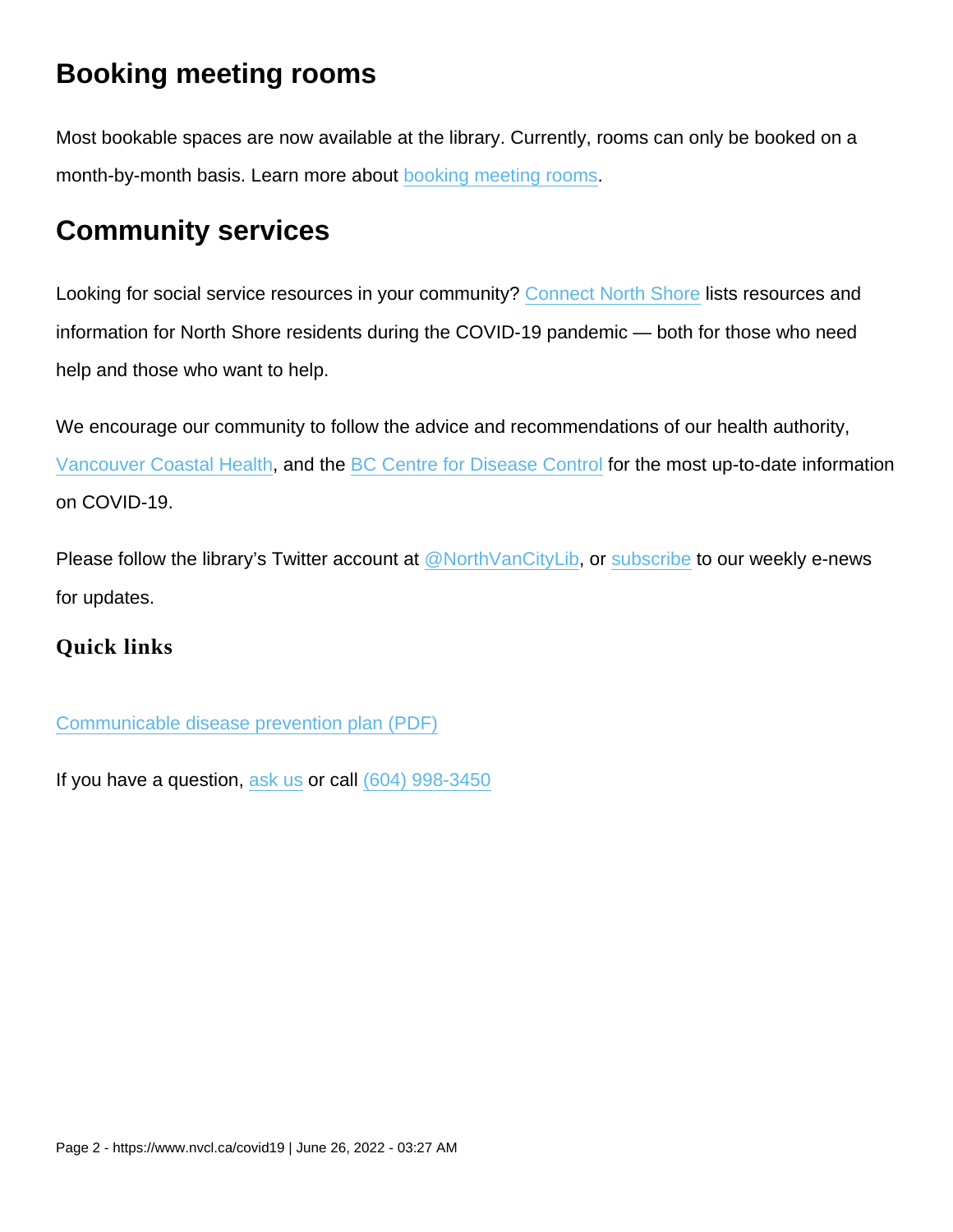## Booking meeting rooms

Most bookable spaces are now available at the library. Currently, rooms can only be booked on a month-by-month basis. Learn more about booking meeting rooms.

## Community services

Looking for social service resources in your community? Connect North Shore lists resources and information for North Shore residents during the COVID-19 pandemic — both for those who need help and those who want to help.

We encourage our community to follow the advice and recommendations of our health authority, Vancouver Coastal Health, and the BC Centre for Disease Control for the most up-to-date information on COVID-19.

Please follow the library's Twitter account at @NorthVanCityLib, or subscribe to our weekly e-news for updates.

### Quick links

Communicable disease prevention plan (PDF)

If you have a question, ask us or call (604) 998-3450